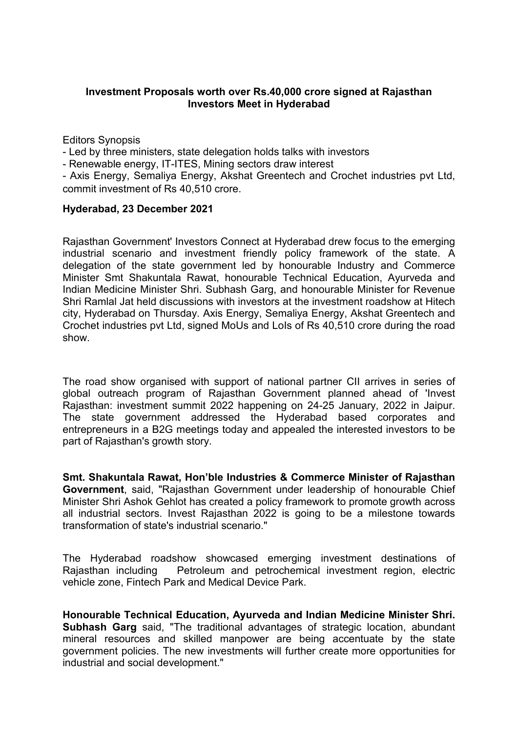**Investment Proposals worth over Rs.40,000 crore signed at Rajasthan Investors Meet in Hyderabad**

Editors Synopsis

- Led by three ministers, state delegation holds talks with investors
- Renewable energy, IT-ITES, Mining sectors draw interest
- Axis Energy, Semaliya Energy, Akshat Greentech and Crochet industries pvt Ltd, commit investment of Rs 40,510 crore.

**Hyderabad, 23 December 2021**

Rajasthan Government' Investors Connect at Hyderabad drew focus to the emerging industrial scenario and investment friendly policy framework of the state. A delegation of the state government led by honourable Industry and Commerce Minister Smt Shakuntala Rawat, honourable Technical Education, Ayurveda and Indian Medicine Minister Shri. Subhash Garg, and honourable Minister for Revenue Shri Ramlal Jat held discussions with investors at the investment roadshow at Hitech city, Hyderabad on Thursday. Axis Energy, Semaliya Energy, Akshat Greentech and Crochet industries pvt Ltd, signed MoUs and LoIs of Rs 40,510 crore during the road show.

The road show organised with support of national partner CII arrives in series of global outreach program of Rajasthan Government planned ahead of 'Invest Rajasthan: investment summit 2022 happening on 24-25 January, 2022 in Jaipur. The state government addressed the Hyderabad based corporates and entrepreneurs in a B2G meetings today and appealed the interested investors to be part of Rajasthan's growth story.

**Smt. Shakuntala Rawat, Hon'ble Industries & Commerce Minister of Rajasthan Government**, said, "Rajasthan Government under leadership of honourable Chief Minister Shri Ashok Gehlot has created a policy framework to promote growth across all industrial sectors. Invest Rajasthan 2022 is going to be a milestone towards transformation of state's industrial scenario."

The Hyderabad roadshow showcased emerging investment destinations of Rajasthan including Petroleum and petrochemical investment region, electric vehicle zone, Fintech Park and Medical Device Park.

**Honourable Technical Education, Ayurveda and Indian Medicine Minister Shri. Subhash Garg** said, "The traditional advantages of strategic location, abundant mineral resources and skilled manpower are being accentuate by the state government policies. The new investments will further create more opportunities for industrial and social development."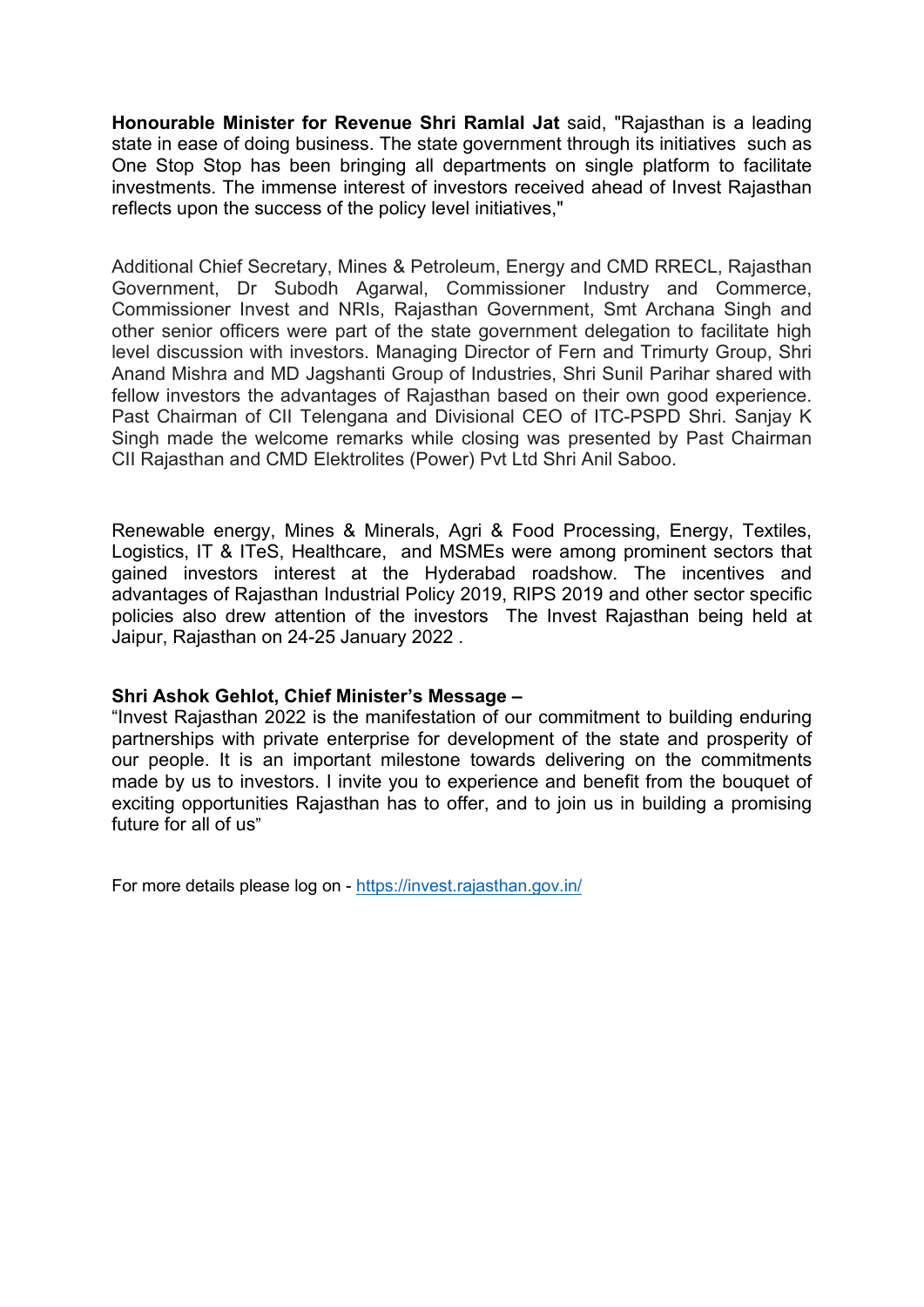**Honourable Minister for Revenue Shri Ramlal Jat** said, "Rajasthan is a leading state in ease of doing business. The state government through its initiatives such as One Stop Stop has been bringing all departments on single platform to facilitate investments. The immense interest of investors received ahead of Invest Rajasthan reflects upon the success of the policy level initiatives,"

Additional Chief Secretary, Mines & Petroleum, Energy and CMD RRECL, Rajasthan Government, Dr Subodh Agarwal, Commissioner Industry and Commerce, Commissioner Invest and NRIs, Rajasthan Government, Smt Archana Singh and other senior officers were part of the state government delegation to facilitate high level discussion with investors. Managing Director of Fern and Trimurty Group, Shri Anand Mishra and MD Jagshanti Group of Industries, Shri Sunil Parihar shared with fellow investors the advantages of Rajasthan based on their own good experience. Past Chairman of CII Telengana and Divisional CEO of ITC-PSPD Shri. Sanjay K Singh made the welcome remarks while closing was presented by Past Chairman CII Rajasthan and CMD Elektrolites (Power) Pvt Ltd Shri Anil Saboo.

Renewable energy, Mines & Minerals, Agri & Food Processing, Energy, Textiles, Logistics, IT & ITeS, Healthcare, and MSMEs were among prominent sectors that gained investors interest at the Hyderabad roadshow. The incentives and advantages of Rajasthan Industrial Policy 2019, RIPS 2019 and other sector specific policies also drew attention of the investors The Invest Rajasthan being held at Jaipur, Rajasthan on 24-25 January 2022 .

**Shri Ashok Gehlot, Chief Minister's Message –**

"Invest Rajasthan 2022 is the manifestation of our commitment to building enduring partnerships with private enterprise for development of the state and prosperity of our people. It is an important milestone towards delivering on the commitments made by us to investors. I invite you to experience and benefit from the bouquet of exciting opportunities Rajasthan has to offer, and to join us in building a promising future for all of us"

For more details please log on - https://invest.rajasthan.gov.in/